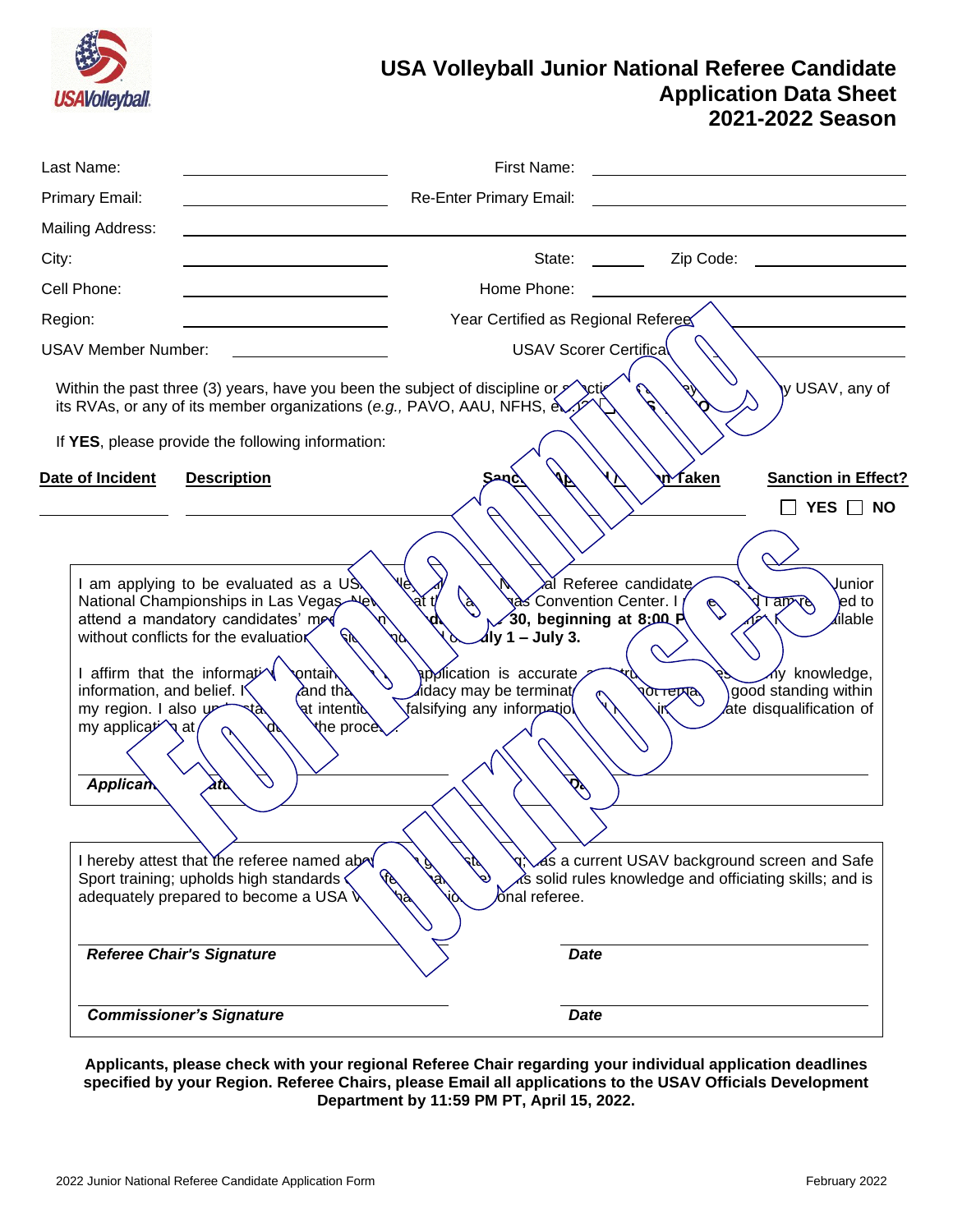# USA Volleyball Junior National Referee Candidate Application Data Sheet 2021-2022 Season

Last Name: ____________________ First Name: ____________________

Primary Email: ____________________ Re-Enter Primary Email: ____________________

Mailing Address: ________________________________________

City: ____________________ State: ______ Zip Code: ____________

Cell Phone: ____________________ Home Phone: ____________________

Region: ____________________ Year Certified as Regional Referee: ____________

USAV Member Number: ____________________ USAV Scorer Certification: ____________

Within the past three (3) years, have you been the subject of discipline or sanction of any kind by USAV, any of its RVAs, or any of its member organizations (*e.g.,* PAVO, AAU, NFHS, etc.)? ☐ YES ☐ NO

If **YES**, please provide the following information:

| Date of Incident | Description | Sanction/Action Taken | Sanction in Effect? |
|---|---|---|---|
| | | | ☐ YES ☐ NO |

I am applying to be evaluated as a USA Volleyball Junior National Referee candidate at the 2022 Junior National Championships in Las Vegas, Nevada at the Las Vegas Convention Center. I understand I am required to attend a mandatory candidates' meeting on **Thursday, June 30, beginning at 8:00 PM**, and I am available without conflicts for the evaluation period of **July 1 – July 3.**

I affirm that the information contained in this application is accurate and true to the best of my knowledge, information, and belief. I understand that my candidacy may be terminated if I do not remain in good standing within my region. I also understand that intentionally falsifying any information will result in immediate disqualification of my application at any point during the process.

***Applicant's Signature*** ____________________ ***Date*** ____________

I hereby attest that the referee named above is in good standing; has a current USAV background screen and Safe Sport training; upholds high standards of professionalism; has solid rules knowledge and officiating skills; and is adequately prepared to become a USA Volleyball National referee.

***Referee Chair's Signature*** ____________________ ***Date*** ____________

***Commissioner's Signature*** ____________________ ***Date*** ____________

**Applicants, please check with your regional Referee Chair regarding your individual application deadlines specified by your Region. Referee Chairs, please Email all applications to the USAV Officials Development Department by 11:59 PM PT, April 15, 2022.**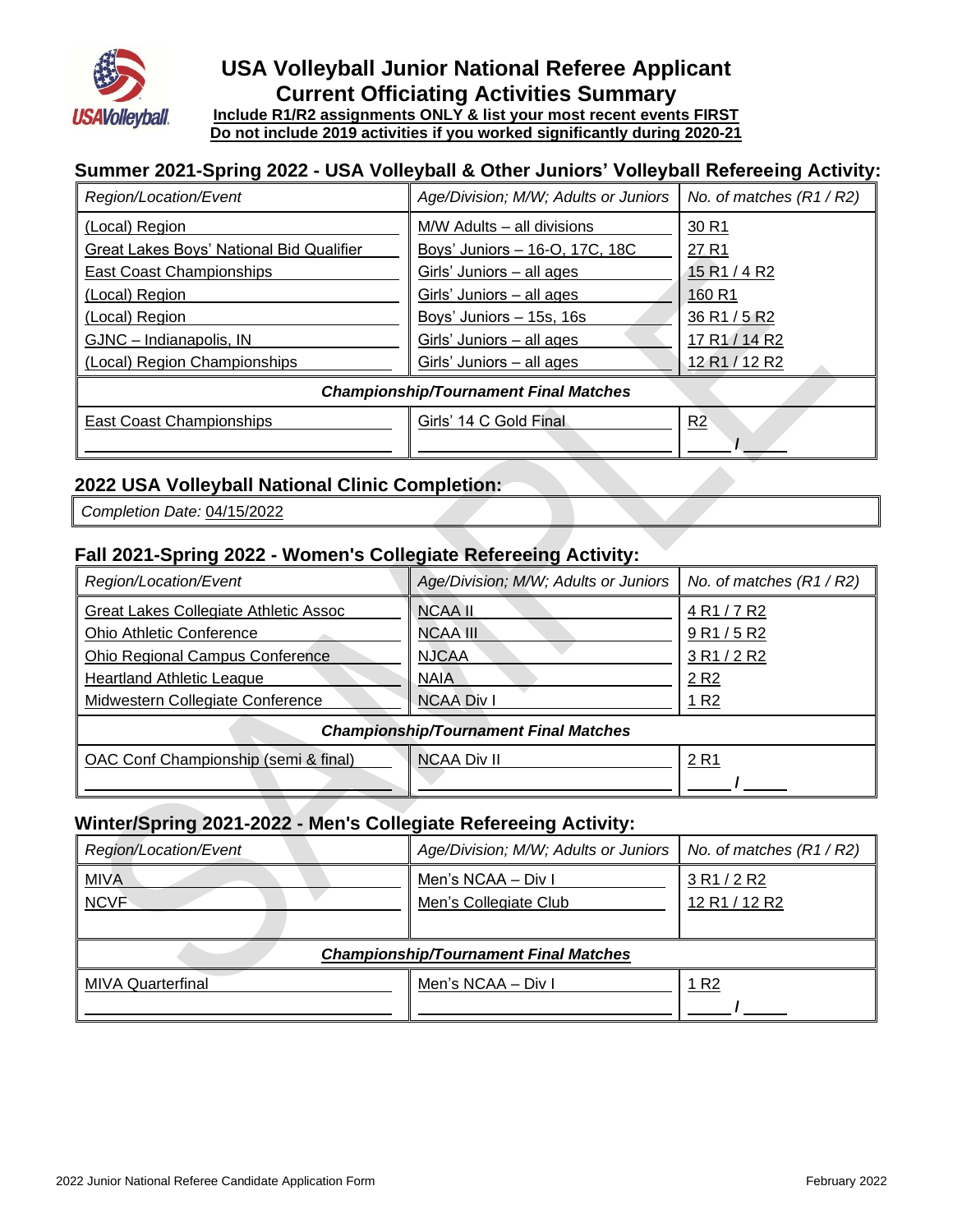# USA Volleyball Junior National Referee Applicant Current Officiating Activities Summary

**Include R1/R2 assignments ONLY & list your most recent events FIRST**
**Do not include 2019 activities if you worked significantly during 2020-21**

## Summer 2021-Spring 2022 - USA Volleyball & Other Juniors' Volleyball Refereeing Activity:

| *Region/Location/Event* | *Age/Division; M/W; Adults or Juniors* | *No. of matches (R1 / R2)* |
|---|---|---|
| (Local) Region | M/W Adults – all divisions | 30 R1 |
| Great Lakes Boys' National Bid Qualifier | Boys' Juniors – 16-O, 17C, 18C | 27 R1 |
| East Coast Championships | Girls' Juniors – all ages | 15 R1 / 4 R2 |
| (Local) Region | Girls' Juniors – all ages | 160 R1 |
| (Local) Region | Boys' Juniors – 15s, 16s | 36 R1 / 5 R2 |
| GJNC – Indianapolis, IN | Girls' Juniors – all ages | 17 R1 / 14 R2 |
| (Local) Region Championships | Girls' Juniors – all ages | 12 R1 / 12 R2 |
| ***Championship/Tournament Final Matches*** | | |
| East Coast Championships | Girls' 14 C Gold Final | R2 |
| | | / |

## 2022 USA Volleyball National Clinic Completion:

*Completion Date:* 04/15/2022

## Fall 2021-Spring 2022 - Women's Collegiate Refereeing Activity:

| *Region/Location/Event* | *Age/Division; M/W; Adults or Juniors* | *No. of matches (R1 / R2)* |
|---|---|---|
| Great Lakes Collegiate Athletic Assoc | NCAA II | 4 R1 / 7 R2 |
| Ohio Athletic Conference | NCAA III | 9 R1 / 5 R2 |
| Ohio Regional Campus Conference | NJCAA | 3 R1 / 2 R2 |
| Heartland Athletic League | NAIA | 2 R2 |
| Midwestern Collegiate Conference | NCAA Div I | 1 R2 |
| ***Championship/Tournament Final Matches*** | | |
| OAC Conf Championship (semi & final) | NCAA Div II | 2 R1 |
| | | / |

## Winter/Spring 2021-2022 - Men's Collegiate Refereeing Activity:

| *Region/Location/Event* | *Age/Division; M/W; Adults or Juniors* | *No. of matches (R1 / R2)* |
|---|---|---|
| MIVA | Men's NCAA – Div I | 3 R1 / 2 R2 |
| NCVF | Men's Collegiate Club | 12 R1 / 12 R2 |
| ***Championship/Tournament Final Matches*** | | |
| MIVA Quarterfinal | Men's NCAA – Div I | 1 R2 |
| | | / |

2022 Junior National Referee Candidate Application Form — February 2022